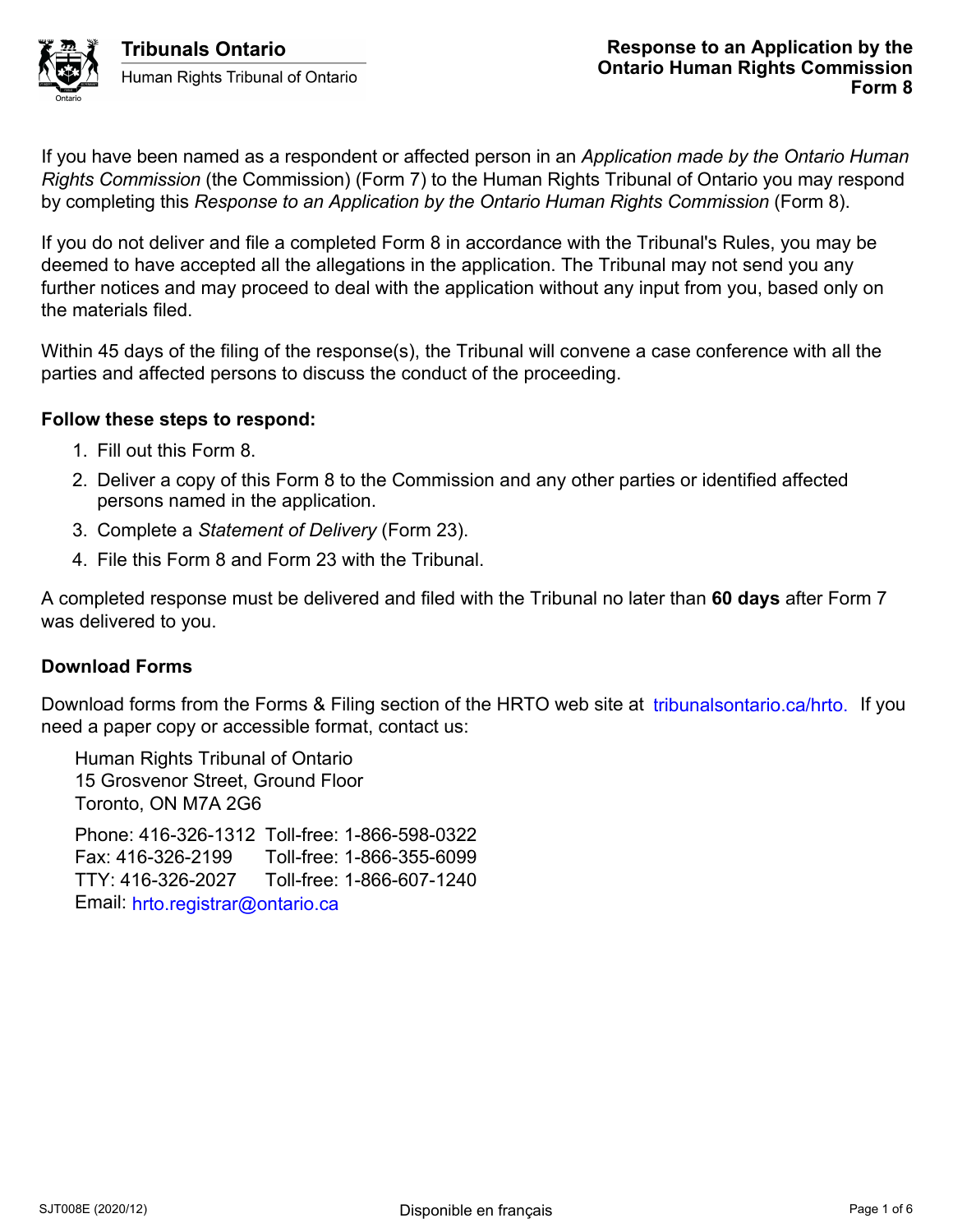**Tribunals Ontario**
Human Rights Tribunal of Ontario

# Response to an Application by the Ontario Human Rights Commission
## Form 8

If you have been named as a respondent or affected person in an *Application made by the Ontario Human Rights Commission* (the Commission) (Form 7) to the Human Rights Tribunal of Ontario you may respond by completing this *Response to an Application by the Ontario Human Rights Commission* (Form 8).

If you do not deliver and file a completed Form 8 in accordance with the Tribunal's Rules, you may be deemed to have accepted all the allegations in the application. The Tribunal may not send you any further notices and may proceed to deal with the application without any input from you, based only on the materials filed.

Within 45 days of the filing of the response(s), the Tribunal will convene a case conference with all the parties and affected persons to discuss the conduct of the proceeding.

**Follow these steps to respond:**

1. Fill out this Form 8.
2. Deliver a copy of this Form 8 to the Commission and any other parties or identified affected persons named in the application.
3. Complete a *Statement of Delivery* (Form 23).
4. File this Form 8 and Form 23 with the Tribunal.

A completed response must be delivered and filed with the Tribunal no later than **60 days** after Form 7 was delivered to you.

**Download Forms**

Download forms from the Forms & Filing section of the HRTO web site at tribunalsontario.ca/hrto. If you need a paper copy or accessible format, contact us:

Human Rights Tribunal of Ontario
15 Grosvenor Street, Ground Floor
Toronto, ON M7A 2G6

Phone: 416-326-1312 Toll-free: 1-866-598-0322
Fax: 416-326-2199 Toll-free: 1-866-355-6099
TTY: 416-326-2027 Toll-free: 1-866-607-1240
Email: hrto.registrar@ontario.ca

SJT008E (2020/12) Disponible en français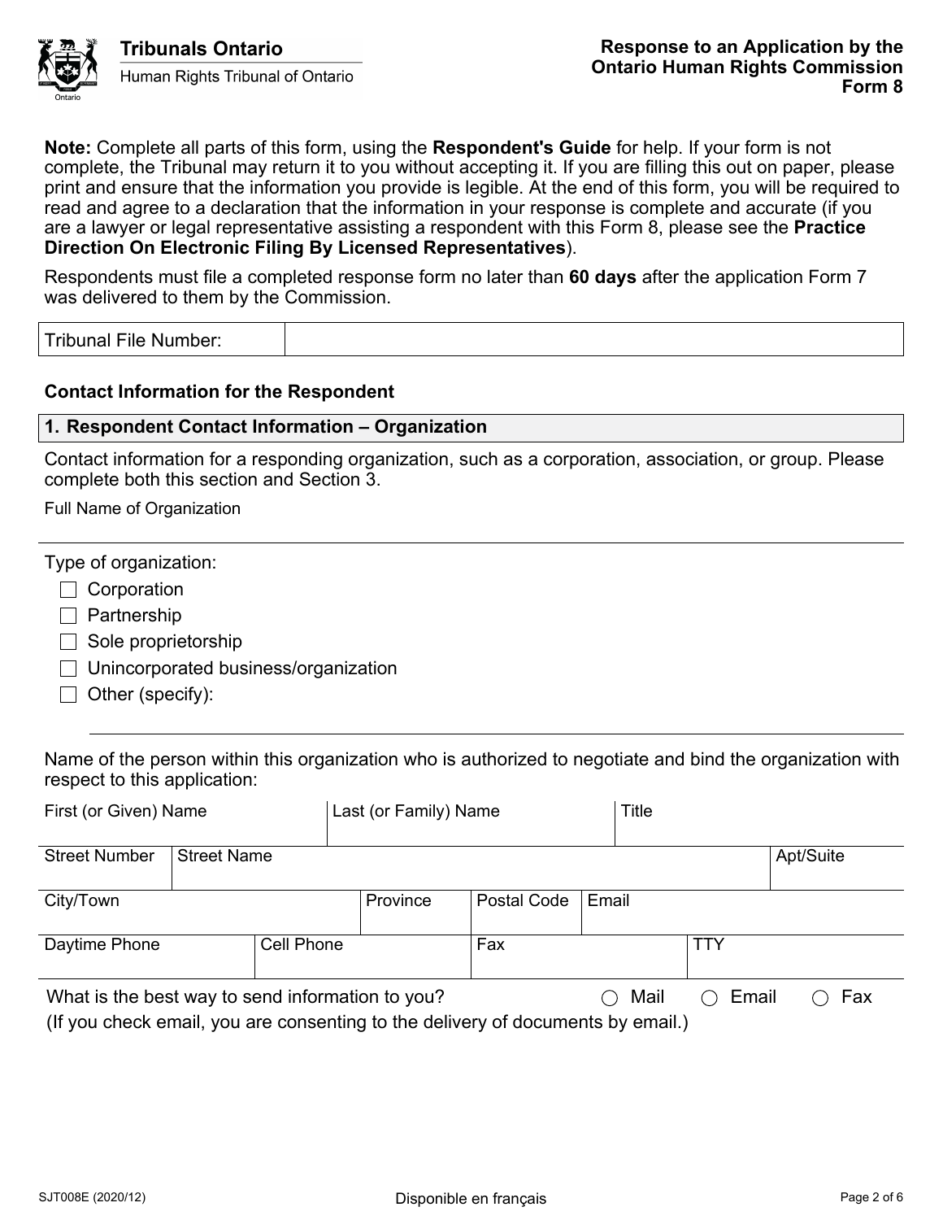**Tribunals Ontario**
Human Rights Tribunal of Ontario

**Response to an Application by the Ontario Human Rights Commission**
**Form 8**

**Note:** Complete all parts of this form, using the **Respondent's Guide** for help. If your form is not complete, the Tribunal may return it to you without accepting it. If you are filling this out on paper, please print and ensure that the information you provide is legible. At the end of this form, you will be required to read and agree to a declaration that the information in your response is complete and accurate (if you are a lawyer or legal representative assisting a respondent with this Form 8, please see the **Practice Direction On Electronic Filing By Licensed Representatives**).

Respondents must file a completed response form no later than **60 days** after the application Form 7 was delivered to them by the Commission.

| Tribunal File Number: | |
|---|---|

### Contact Information for the Respondent

#### 1. Respondent Contact Information – Organization

Contact information for a responding organization, such as a corporation, association, or group. Please complete both this section and Section 3.

Full Name of Organization

Type of organization:

- ☐ Corporation
- ☐ Partnership
- ☐ Sole proprietorship
- ☐ Unincorporated business/organization
- ☐ Other (specify):

Name of the person within this organization who is authorized to negotiate and bind the organization with respect to this application:

| First (or Given) Name | Last (or Family) Name | Title |
|---|---|---|
| | | |

| Street Number | Street Name | Apt/Suite |
|---|---|---|
| | | |

| City/Town | Province | Postal Code | Email |
|---|---|---|---|
| | | | |

| Daytime Phone | Cell Phone | Fax | TTY |
|---|---|---|---|
| | | | |

What is the best way to send information to you? ◯ Mail ◯ Email ◯ Fax
(If you check email, you are consenting to the delivery of documents by email.)

SJT008E (2020/12) Disponible en français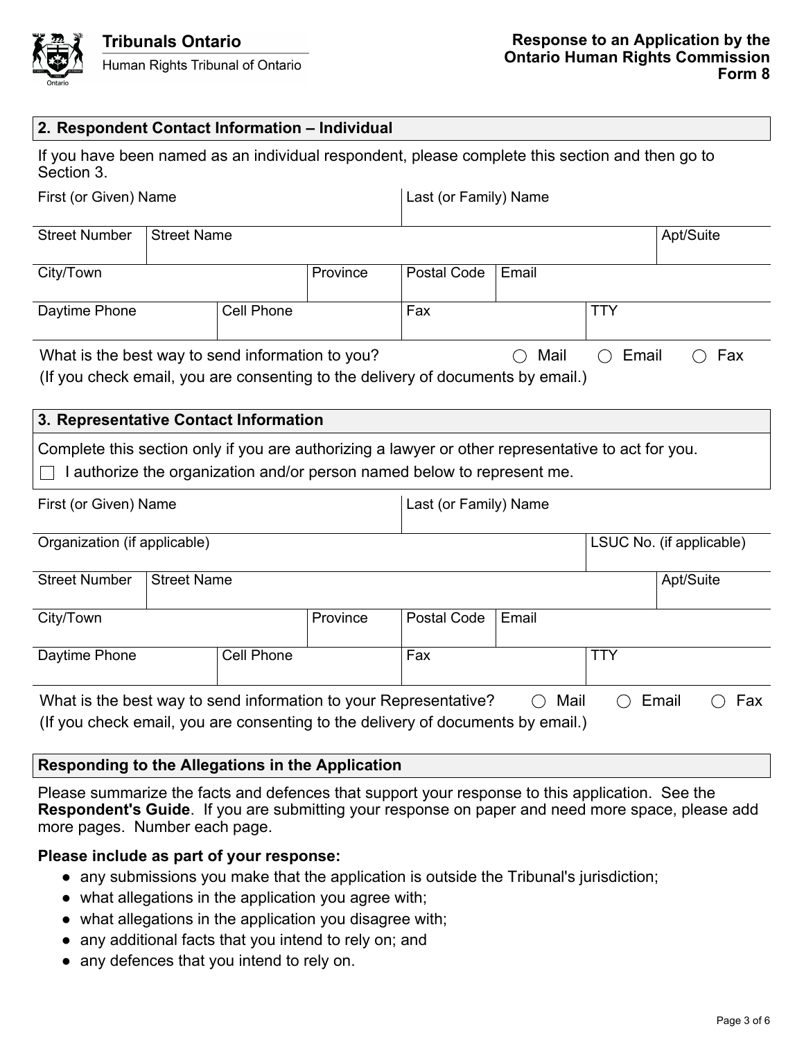**Tribunals Ontario**
Human Rights Tribunal of Ontario

**Response to an Application by the Ontario Human Rights Commission**
**Form 8**

## 2. Respondent Contact Information – Individual

If you have been named as an individual respondent, please complete this section and then go to Section 3.

| First (or Given) Name | | | Last (or Family) Name | | |
|---|---|---|---|---|---|
| Street Number | Street Name | | | | Apt/Suite |
| City/Town | | Province | Postal Code | Email | |
| Daytime Phone | Cell Phone | | Fax | TTY | |

What is the best way to send information to you? ◯ Mail ◯ Email ◯ Fax
(If you check email, you are consenting to the delivery of documents by email.)

## 3. Representative Contact Information

Complete this section only if you are authorizing a lawyer or other representative to act for you.

☐ I authorize the organization and/or person named below to represent me.

| First (or Given) Name | | | Last (or Family) Name | | |
|---|---|---|---|---|---|
| Organization (if applicable) | | | | | LSUC No. (if applicable) |
| Street Number | Street Name | | | | Apt/Suite |
| City/Town | | Province | Postal Code | Email | |
| Daytime Phone | Cell Phone | | Fax | TTY | |

What is the best way to send information to your Representative? ◯ Mail ◯ Email ◯ Fax
(If you check email, you are consenting to the delivery of documents by email.)

## Responding to the Allegations in the Application

Please summarize the facts and defences that support your response to this application. See the **Respondent's Guide**. If you are submitting your response on paper and need more space, please add more pages. Number each page.

**Please include as part of your response:**

- any submissions you make that the application is outside the Tribunal's jurisdiction;
- what allegations in the application you agree with;
- what allegations in the application you disagree with;
- any additional facts that you intend to rely on; and
- any defences that you intend to rely on.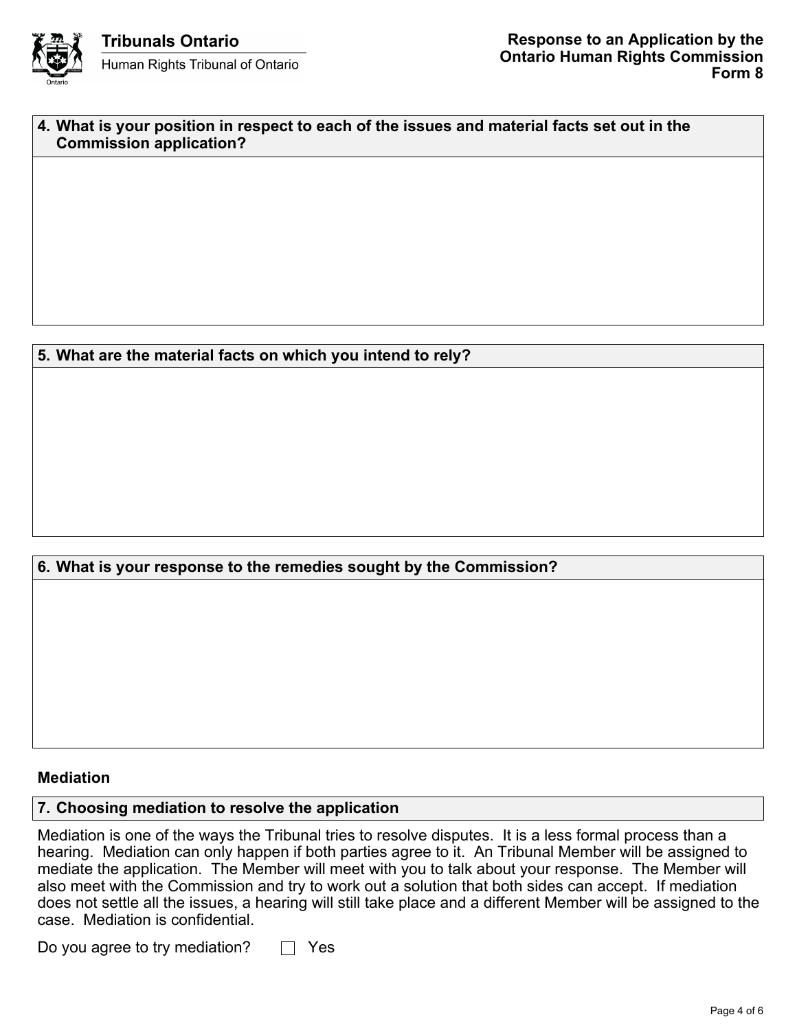**4. What is your position in respect to each of the issues and material facts set out in the Commission application?**

**5. What are the material facts on which you intend to rely?**

**6. What is your response to the remedies sought by the Commission?**

## Mediation

**7. Choosing mediation to resolve the application**

Mediation is one of the ways the Tribunal tries to resolve disputes. It is a less formal process than a hearing. Mediation can only happen if both parties agree to it. An Tribunal Member will be assigned to mediate the application. The Member will meet with you to talk about your response. The Member will also meet with the Commission and try to work out a solution that both sides can accept. If mediation does not settle all the issues, a hearing will still take place and a different Member will be assigned to the case. Mediation is confidential.

Do you agree to try mediation? ☐ Yes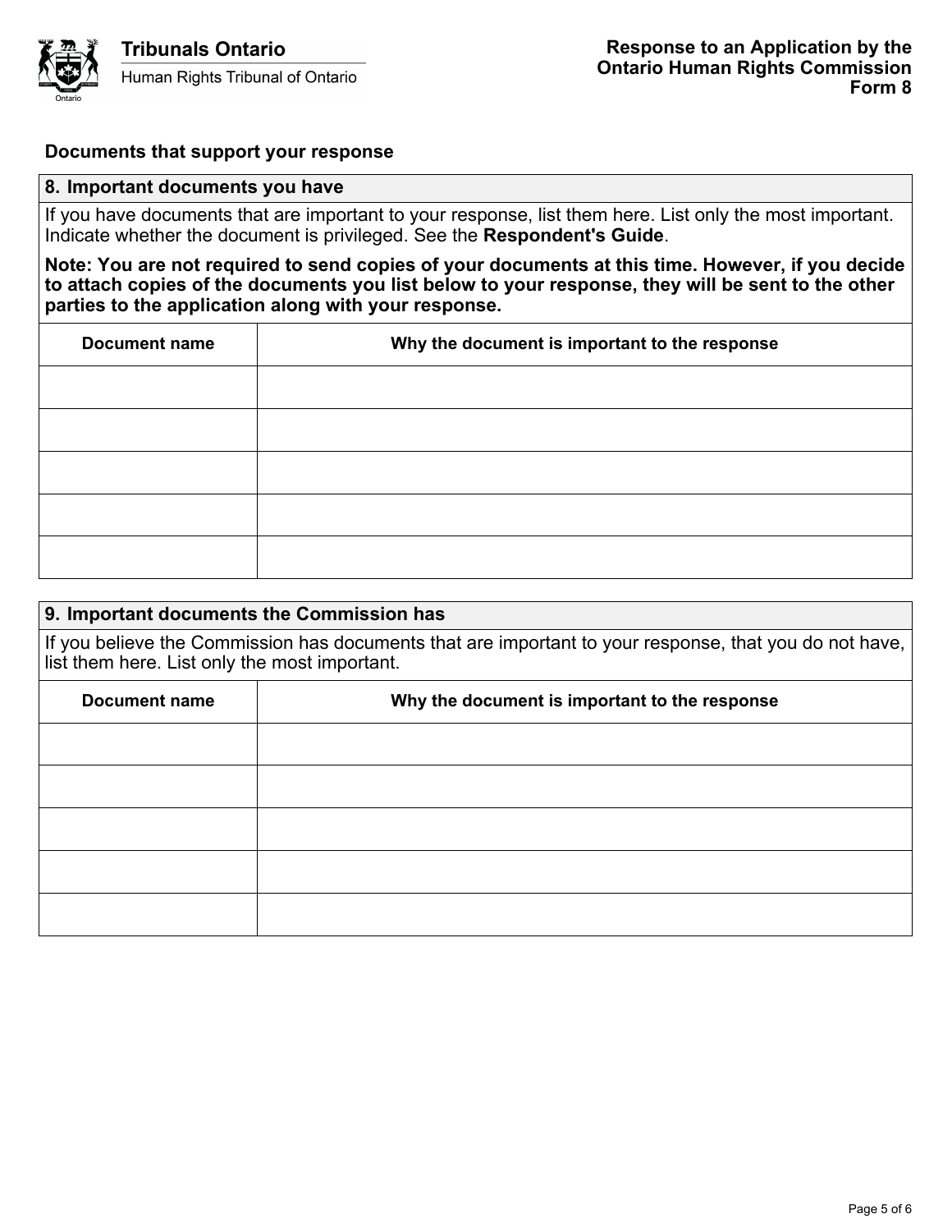## Documents that support your response

### 8. Important documents you have

If you have documents that are important to your response, list them here. List only the most important. Indicate whether the document is privileged. See the **Respondent's Guide**.

**Note: You are not required to send copies of your documents at this time. However, if you decide to attach copies of the documents you list below to your response, they will be sent to the other parties to the application along with your response.**

| Document name | Why the document is important to the response |
|---|---|
| | |
| | |
| | |
| | |
| | |

### 9. Important documents the Commission has

If you believe the Commission has documents that are important to your response, that you do not have, list them here. List only the most important.

| Document name | Why the document is important to the response |
|---|---|
| | |
| | |
| | |
| | |
| | |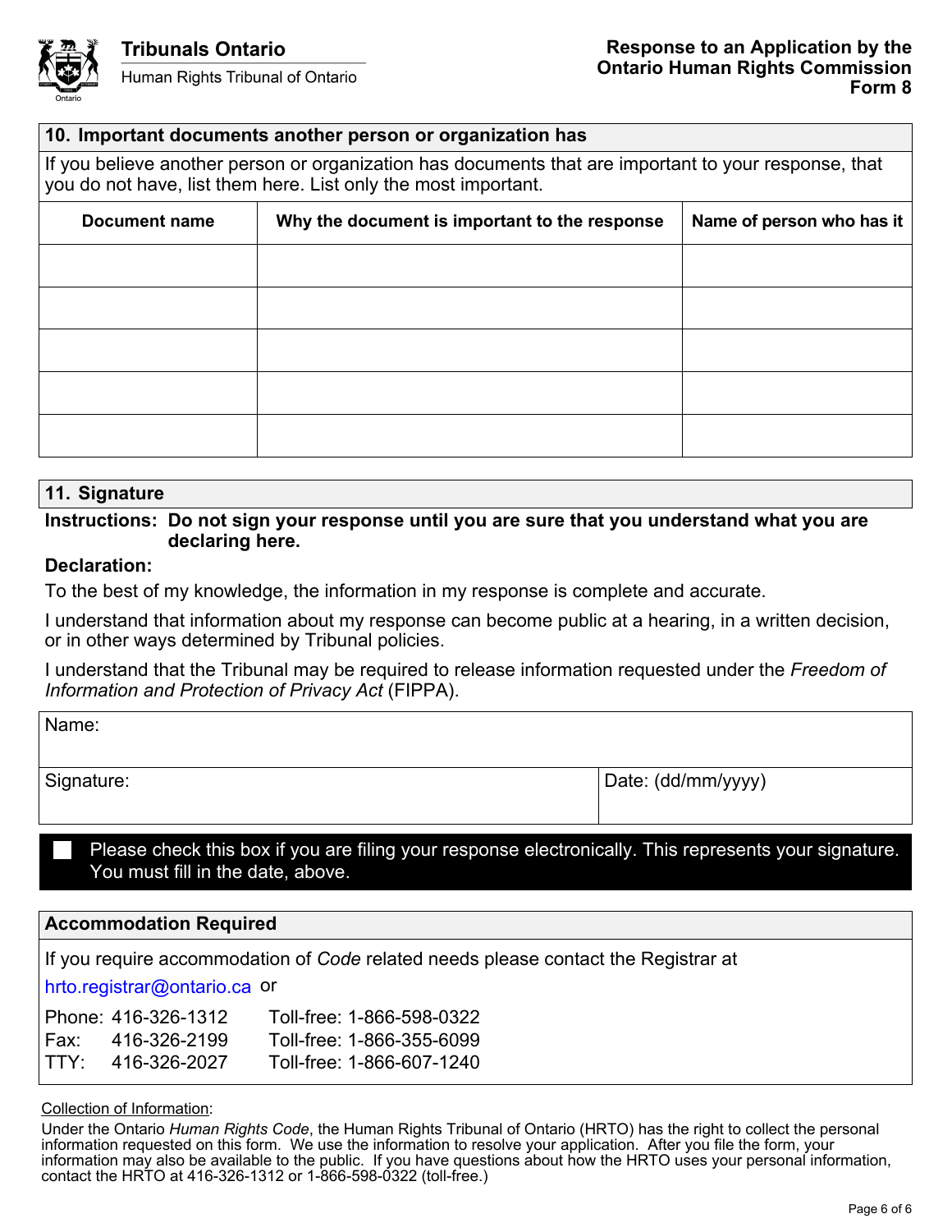**Tribunals Ontario**
Human Rights Tribunal of Ontario

**Response to an Application by the Ontario Human Rights Commission**
**Form 8**

## 10. Important documents another person or organization has

If you believe another person or organization has documents that are important to your response, that you do not have, list them here. List only the most important.

| Document name | Why the document is important to the response | Name of person who has it |
|---|---|---|
| | | |
| | | |
| | | |
| | | |
| | | |

## 11. Signature

**Instructions: Do not sign your response until you are sure that you understand what you are declaring here.**

**Declaration:**

To the best of my knowledge, the information in my response is complete and accurate.

I understand that information about my response can become public at a hearing, in a written decision, or in other ways determined by Tribunal policies.

I understand that the Tribunal may be required to release information requested under the *Freedom of Information and Protection of Privacy Act* (FIPPA).

| | |
|---|---|
| Name: | |
| Signature: | Date: (dd/mm/yyyy) |

☐ Please check this box if you are filing your response electronically. This represents your signature. You must fill in the date, above.

## Accommodation Required

If you require accommodation of *Code* related needs please contact the Registrar at hrto.registrar@ontario.ca or

| | | |
|---|---|---|
| Phone: | 416-326-1312 | Toll-free: 1-866-598-0322 |
| Fax: | 416-326-2199 | Toll-free: 1-866-355-6099 |
| TTY: | 416-326-2027 | Toll-free: 1-866-607-1240 |

Collection of Information:

Under the Ontario *Human Rights Code*, the Human Rights Tribunal of Ontario (HRTO) has the right to collect the personal information requested on this form. We use the information to resolve your application. After you file the form, your information may also be available to the public. If you have questions about how the HRTO uses your personal information, contact the HRTO at 416-326-1312 or 1-866-598-0322 (toll-free.)